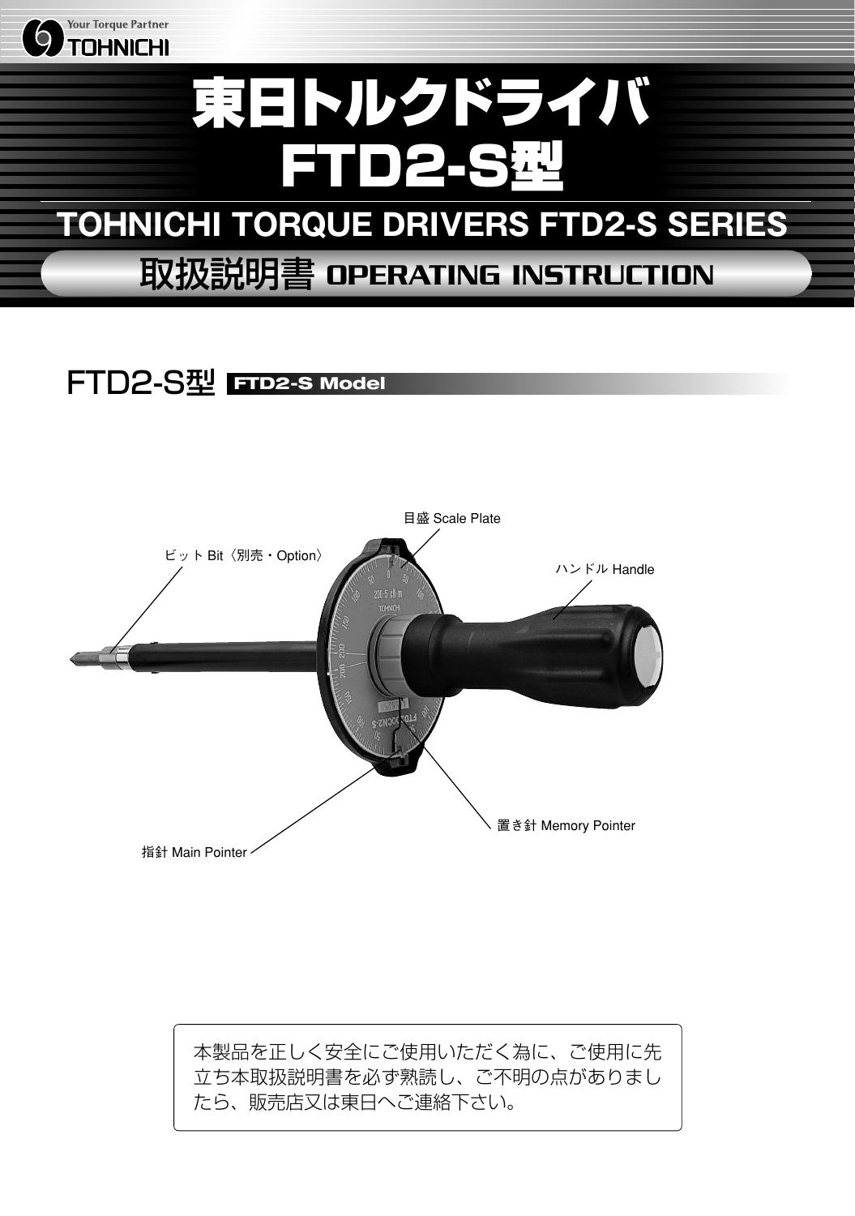# 東日トルクドライバ FTD2-S型

## TOHNICHI TORQUE DRIVERS FTD2-S SERIES

## 取扱説明書 OPERATING INSTRUCTION

### FTD2-S型 FTD2-S Model

目盛 Scale Plate

ビット Bit〈別売・Option〉

ハンドル Handle

置き針 Memory Pointer

指針 Main Pointer

本製品を正しく安全にご使用いただく為に、ご使用に先立ち本取扱説明書を必ず熟読し、ご不明の点がありましたら、販売店又は東日へご連絡下さい。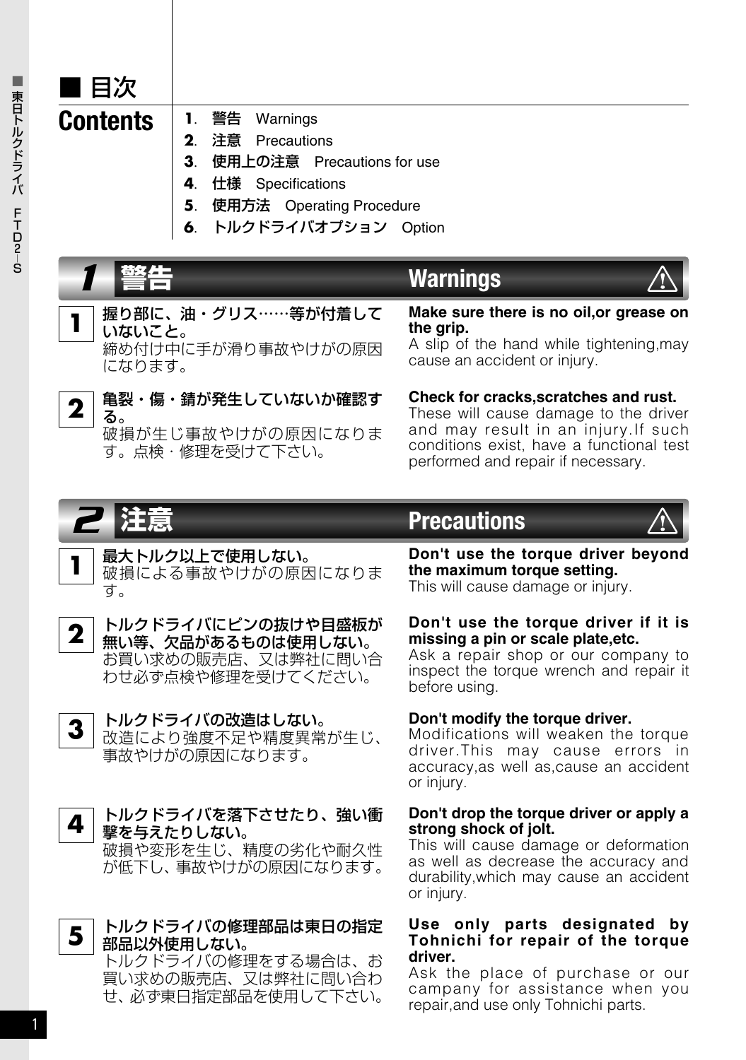## ■ 目次

## Contents

1. 警告　Warnings
2. 注意　Precautions
3. 使用上の注意　Precautions for use
4. 仕様　Specifications
5. 使用方法　Operating Procedure
6. トルクドライバオプション　Option

## 1 警告　Warnings

**1**

**握り部に、油・グリス……等が付着していないこと。**
締め付け中に手が滑り事故やけがの原因になります。

**Make sure there is no oil,or grease on the grip.**
A slip of the hand while tightening,may cause an accident or injury.

**2**

**亀裂・傷・錆が発生していないか確認する。**
破損が生じ事故やけがの原因になります。点検・修理を受けて下さい。

**Check for cracks,scratches and rust.**
These will cause damage to the driver and may result in an injury.If such conditions exist, have a functional test performed and repair if necessary.

## 2 注意　Precautions

**1**

**最大トルク以上で使用しない。**
破損による事故やけがの原因になります。

**Don't use the torque driver beyond the maximum torque setting.**
This will cause damage or injury.

**2**

**トルクドライバにピンの抜けや目盛板が無い等、欠品があるものは使用しない。**
お買い求めの販売店、又は弊社に問い合わせ必ず点検や修理を受けてください。

**Don't use the torque driver if it is missing a pin or scale plate,etc.**
Ask a repair shop or our company to inspect the torque wrench and repair it before using.

**3**

**トルクドライバの改造はしない。**
改造により強度不足や精度異常が生じ、事故やけがの原因になります。

**Don't modify the torque driver.**
Modifications will weaken the torque driver.This may cause errors in accuracy,as well as,cause an accident or injury.

**4**

**トルクドライバを落下させたり、強い衝撃を与えたりしない。**
破損や変形を生じ、精度の劣化や耐久性が低下し、事故やけがの原因になります。

**Don't drop the torque driver or apply a strong shock of jolt.**
This will cause damage or deformation as well as decrease the accuracy and durability,which may cause an accident or injury.

**5**

**トルクドライバの修理部品は東日の指定部品以外使用しない。**
トルクドライバの修理をする場合は、お買い求めの販売店、又は弊社に問い合わせ、必ず東日指定部品を使用して下さい。

**Use only parts designated by Tohnichi for repair of the torque driver.**
Ask the place of purchase or our campany for assistance when you repair,and use only Tohnichi parts.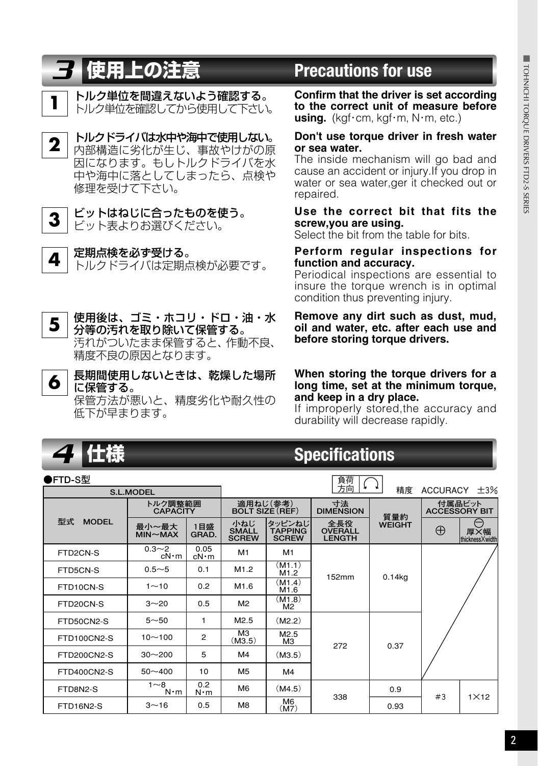## 3 使用上の注意 / Precautions for use

**1** **トルク単位を間違えないよう確認する。**
トルク単位を確認してから使用して下さい。

**Confirm that the driver is set according to the correct unit of measure before using.** (kgf･cm, kgf･m, N･m, etc.)

**2** **トルクドライバは水中や海中で使用しない。**
内部構造に劣化が生じ、事故やけがの原因になります。もしトルクドライバを水中や海中に落としてしまったら、点検や修理を受けて下さい。

**Don't use torque driver in fresh water or sea water.**
The inside mechanism will go bad and cause an accident or injury.If you drop in water or sea water,ger it checked out or repaired.

**3** **ビットはねじに合ったものを使う。**
ビット表よりお選びください。

**Use the correct bit that fits the screw,you are using.**
Select the bit from the table for bits.

**4** **定期点検を必ず受ける。**
トルクドライバは定期点検が必要です。

**Perform regular inspections for function and accuracy.**
Periodical inspections are essential to insure the torque wrench is in optimal condition thus preventing injury.

**5** **使用後は、ゴミ・ホコリ・ドロ・油・水分等の汚れを取り除いて保管する。**
汚れがついたまま保管すると、作動不良、精度不良の原因となります。

**Remove any dirt such as dust, mud, oil and water, etc. after each use and before storing torque drivers.**

**6** **長期間使用しないときは、乾燥した場所に保管する。**
保管方法が悪いと、精度劣化や耐久性の低下が早まります。

**When storing the torque drivers for a long time, set at the minimum torque, and keep in a dry place.**
If improperly stored,the accuracy and durability will decrease rapidly.

## 4 仕様 / Specifications

●FTD-S型

負荷方向 ↻　　精度 ACCURACY ±3%

| S.L.MODEL | | | | | | | | |
|---|---|---|---|---|---|---|---|---|
| 型式 MODEL | トルク調整範囲 CAPACITY | | 適用ねじ(参考) BOLT SIZE(REF) | | 寸法 DIMENSION | 質量約 WEIGHT | 付属品ビット ACCESSORY BIT | |
| | 最小〜最大 MIN〜MAX | 1目盛 GRAD. | 小ねじ SMALL SCREW | タッピンねじ TAPPING SCREW | 全長役 OVERALL LENGTH | | ⊕ | ⊖ 厚×幅 thickness×width |
| FTD2CN-S | 0.3〜2 cN･m | 0.05 cN･m | M1 | M1 | 152mm | 0.14kg | | |
| FTD5CN-S | 0.5〜5 | 0.1 | M1.2 | (M1.1) M1.2 | | | | |
| FTD10CN-S | 1〜10 | 0.2 | M1.6 | (M1.4) M1.6 | | | | |
| FTD20CN-S | 3〜20 | 0.5 | M2 | (M1.8) M2 | | | | |
| FTD50CN2-S | 5〜50 | 1 | M2.5 | (M2.2) | 272 | 0.37 | | |
| FTD100CN2-S | 10〜100 | 2 | M3 (M3.5) | M2.5 M3 | | | | |
| FTD200CN2-S | 30〜200 | 5 | M4 | (M3.5) | | | | |
| FTD400CN2-S | 50〜400 | 10 | M5 | M4 | | | | |
| FTD8N2-S | 1〜8 N･m | 0.2 N･m | M6 | (M4.5) | 338 | 0.9 | #3 | 1×12 |
| FTD16N2-S | 3〜16 | 0.5 | M8 | M6 (M7) | | 0.93 | | |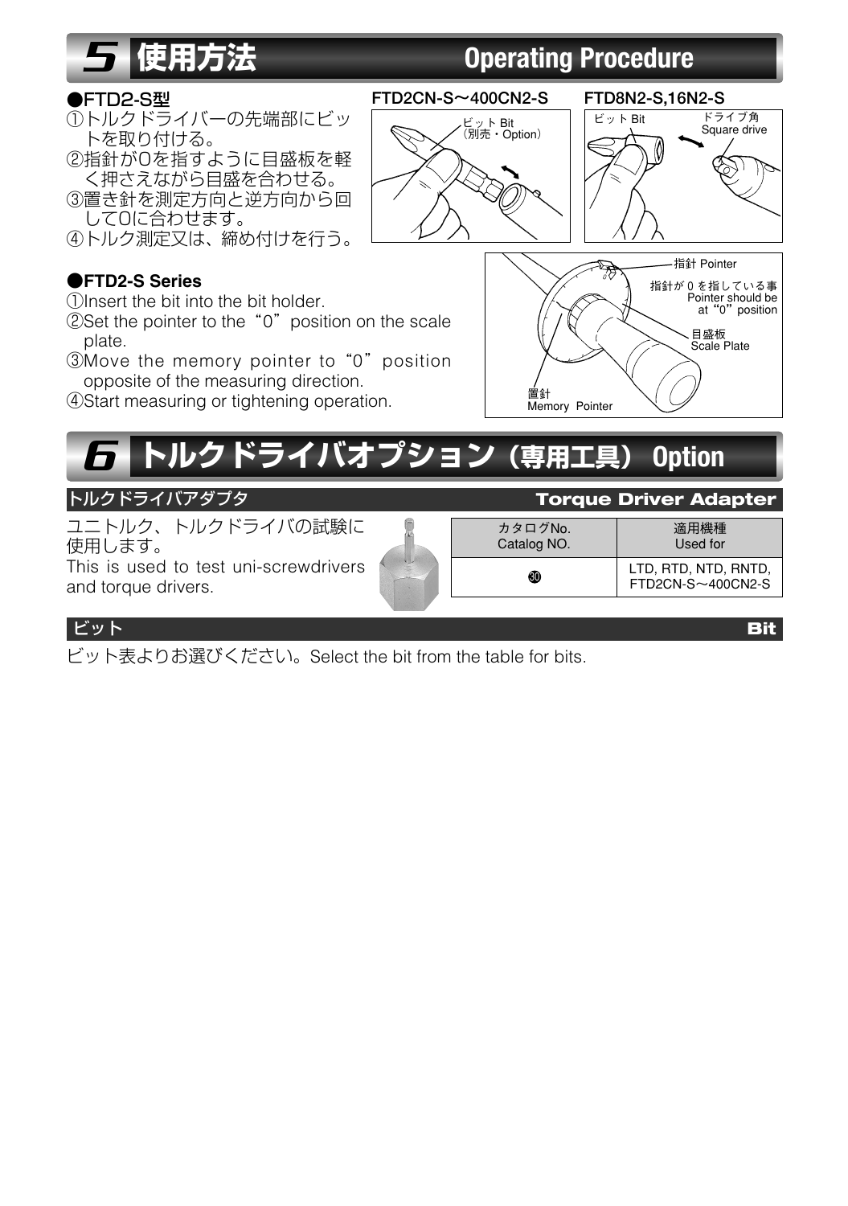# 5 使用方法 Operating Procedure

●FTD2-S型

①トルクドライバーの先端部にビットを取り付ける。
②指針が0を指すように目盛板を軽く押さえながら目盛を合わせる。
③置き針を測定方向と逆方向から回して0に合わせます。
④トルク測定又は、締め付けを行う。

FTD2CN-S〜400CN2-S

ビット Bit
（別売・Option）

FTD8N2-S,16N2-S

ビット Bit

ドライブ角
Square drive

●**FTD2-S Series**

①Insert the bit into the bit holder.
②Set the pointer to the "0" position on the scale plate.
③Move the memory pointer to "0" position opposite of the measuring direction.
④Start measuring or tightening operation.

指針 Pointer

指針が0を指している事
Pointer should be at "0" position

目盛板
Scale Plate

置針
Memory Pointer

# 6 トルクドライバオプション（専用工具） Option

## トルクドライバアダプタ Torque Driver Adapter

ユニトルク、トルクドライバの試験に使用します。
This is used to test uni-screwdrivers and torque drivers.

| カタログNo. Catalog NO. | 適用機種 Used for |
|---|---|
| ㉚ | LTD, RTD, NTD, RNTD, FTD2CN-S〜400CN2-S |

## ビット Bit

ビット表よりお選びください。Select the bit from the table for bits.